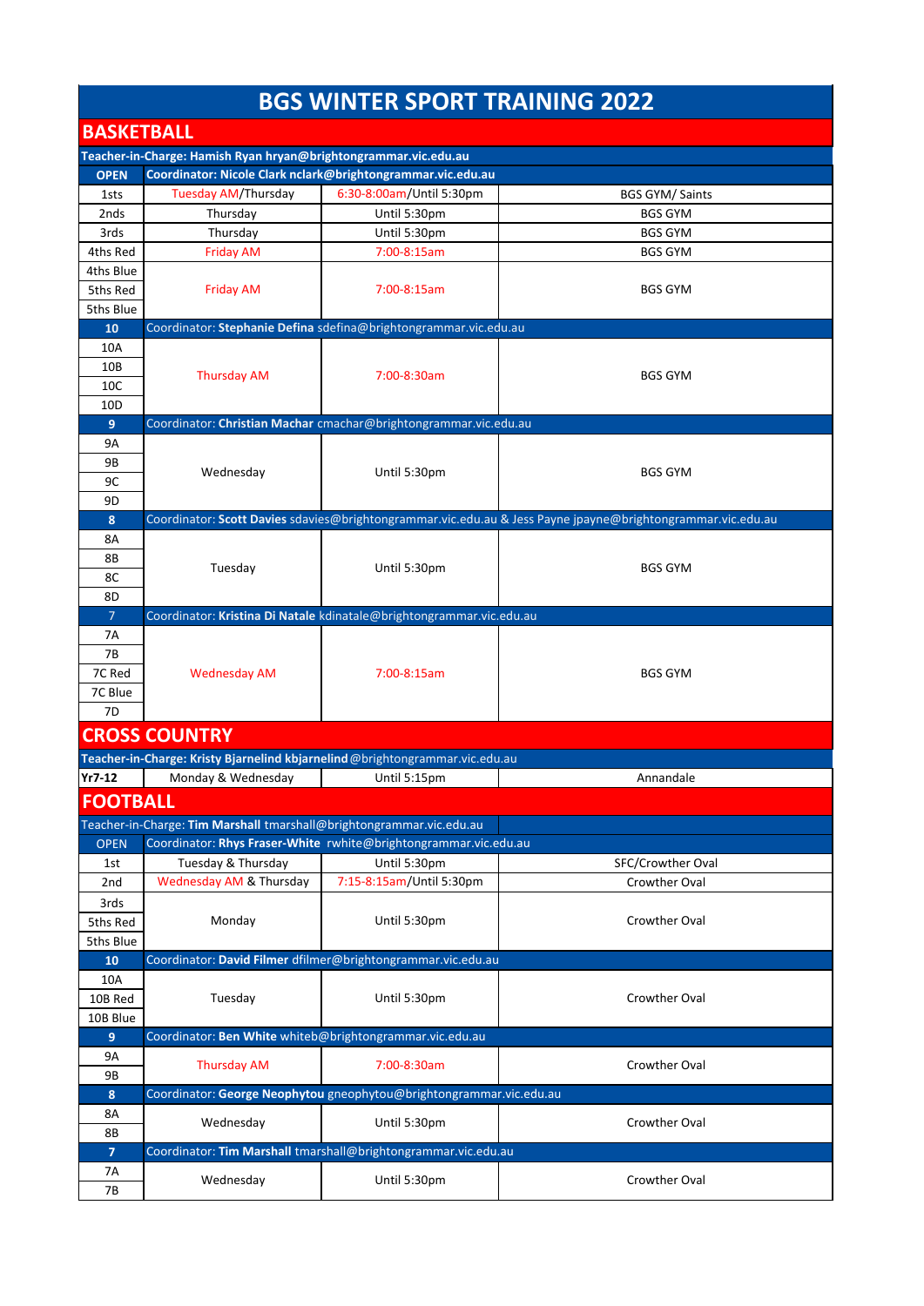# BGS WINTER SPORT TRAINING 2022

## BASKETBALL

**Teacher-in-Charge: Hamish Ryan hryan@brightongrammar.vic.edu.au**

| Team | Day | Time | Venue |
|---|---|---|---|
| **OPEN** | **Coordinator: Nicole Clark nclark@brightongrammar.vic.edu.au** | | |
| 1sts | Tuesday AM/Thursday | 6:30-8:00am/Until 5:30pm | BGS GYM/ Saints |
| 2nds | Thursday | Until 5:30pm | BGS GYM |
| 3rds | Thursday | Until 5:30pm | BGS GYM |
| 4ths Red | Friday AM | 7:00-8:15am | BGS GYM |
| 4ths Blue | Friday AM | 7:00-8:15am | BGS GYM |
| 5ths Red | | | |
| 5ths Blue | | | |
| **10** | Coordinator: **Stephanie Defina** sdefina@brightongrammar.vic.edu.au | | |
| 10A | Thursday AM | 7:00-8:30am | BGS GYM |
| 10B | | | |
| 10C | | | |
| 10D | | | |
| **9** | Coordinator: **Christian Machar** cmachar@brightongrammar.vic.edu.au | | |
| 9A | Wednesday | Until 5:30pm | BGS GYM |
| 9B | | | |
| 9C | | | |
| 9D | | | |
| **8** | Coordinator: **Scott Davies** sdavies@brightongrammar.vic.edu.au & Jess Payne jpayne@brightongrammar.vic.edu.au | | |
| 8A | Tuesday | Until 5:30pm | BGS GYM |
| 8B | | | |
| 8C | | | |
| 8D | | | |
| **7** | Coordinator: **Kristina Di Natale** kdinatale@brightongrammar.vic.edu.au | | |
| 7A | Wednesday AM | 7:00-8:15am | BGS GYM |
| 7B | | | |
| 7C Red | | | |
| 7C Blue | | | |
| 7D | | | |

## CROSS COUNTRY

**Teacher-in-Charge: Kristy Bjarnelind kbjarnelind**@brightongrammar.vic.edu.au

| Team | Day | Time | Venue |
|---|---|---|---|
| **Yr7-12** | Monday & Wednesday | Until 5:15pm | Annandale |

## FOOTBALL

Teacher-in-Charge: **Tim Marshall** tmarshall@brightongrammar.vic.edu.au

| Team | Day | Time | Venue |
|---|---|---|---|
| OPEN | Coordinator: **Rhys Fraser-White** rwhite@brightongrammar.vic.edu.au | | |
| 1st | Tuesday & Thursday | Until 5:30pm | SFC/Crowther Oval |
| 2nd | Wednesday AM & Thursday | 7:15-8:15am/Until 5:30pm | Crowther Oval |
| 3rds | Monday | Until 5:30pm | Crowther Oval |
| 5ths Red | | | |
| 5ths Blue | | | |
| **10** | Coordinator: **David Filmer** dfilmer@brightongrammar.vic.edu.au | | |
| 10A | Tuesday | Until 5:30pm | Crowther Oval |
| 10B Red | | | |
| 10B Blue | | | |
| **9** | Coordinator: **Ben White** whiteb@brightongrammar.vic.edu.au | | |
| 9A | Thursday AM | 7:00-8:30am | Crowther Oval |
| 9B | | | |
| **8** | Coordinator: **George Neophytou** gneophytou@brightongrammar.vic.edu.au | | |
| 8A | Wednesday | Until 5:30pm | Crowther Oval |
| 8B | | | |
| **7** | Coordinator: **Tim Marshall** tmarshall@brightongrammar.vic.edu.au | | |
| 7A | Wednesday | Until 5:30pm | Crowther Oval |
| 7B | | | |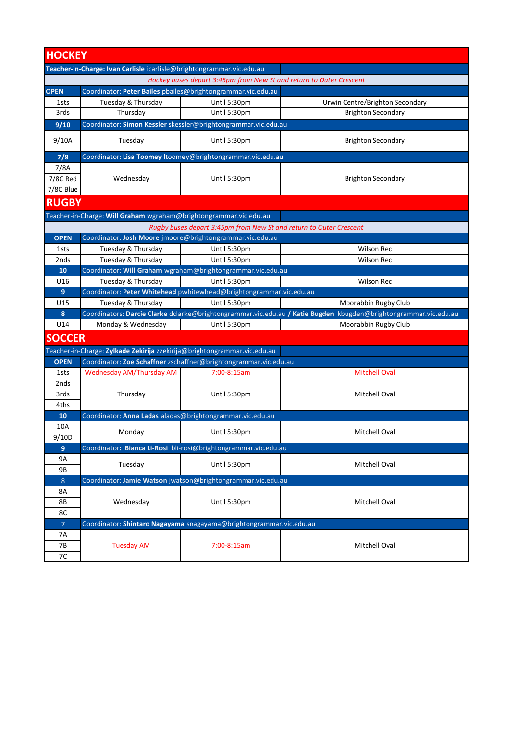# HOCKEY

| | | | |
|---|---|---|---|
| **Teacher-in-Charge: Ivan Carlisle** icarlisle@brightongrammar.vic.edu.au | | | |
| *Hockey buses depart 3:45pm from New St and return to Outer Crescent* | | | |
| **OPEN** | Coordinator: **Peter Bailes** pbailes@brightongrammar.vic.edu.au | | |
| 1sts | Tuesday & Thursday | Until 5:30pm | Urwin Centre/Brighton Secondary |
| 3rds | Thursday | Until 5:30pm | Brighton Secondary |
| **9/10** | Coordinator: **Simon Kessler** skessler@brightongrammar.vic.edu.au | | |
| 9/10A | Tuesday | Until 5:30pm | Brighton Secondary |
| **7/8** | Coordinator: **Lisa Toomey** ltoomey@brightongrammar.vic.edu.au | | |
| 7/8A | Wednesday | Until 5:30pm | Brighton Secondary |
| 7/8C Red | | | |
| 7/8C Blue | | | |

# RUGBY

| | | | |
|---|---|---|---|
| Teacher-in-Charge: **Will Graham** wgraham@brightongrammar.vic.edu.au | | | |
| *Rugby buses depart 3:45pm from New St and return to Outer Crescent* | | | |
| **OPEN** | Coordinator: **Josh Moore** jmoore@brightongrammar.vic.edu.au | | |
| 1sts | Tuesday & Thursday | Until 5:30pm | Wilson Rec |
| 2nds | Tuesday & Thursday | Until 5:30pm | Wilson Rec |
| **10** | Coordinator: **Will Graham** wgraham@brightongrammar.vic.edu.au | | |
| U16 | Tuesday & Thursday | Until 5:30pm | Wilson Rec |
| **9** | Coordinator: **Peter Whitehead** pwhitewhead@brightongrammar.vic.edu.au | | |
| U15 | Tuesday & Thursday | Until 5:30pm | Moorabbin Rugby Club |
| **8** | Coordinators: **Darcie Clarke** dclarke@brightongrammar.vic.edu.au **/ Katie Bugden** kbugden@brightongrammar.vic.edu.au | | |
| U14 | Monday & Wednesday | Until 5:30pm | Moorabbin Rugby Club |

# SOCCER

| | | | |
|---|---|---|---|
| Teacher-in-Charge: **Zylkade Zekirija** zzekirija@brightongrammar.vic.edu.au | | | |
| **OPEN** | Coordinator: **Zoe Schaffner** zschaffner@brightongrammar.vic.edu.au | | |
| 1sts | Wednesday AM/Thursday AM | 7:00-8:15am | Mitchell Oval |
| 2nds | Thursday | Until 5:30pm | Mitchell Oval |
| 3rds | | | |
| 4ths | | | |
| **10** | Coordinator: **Anna Ladas** aladas@brightongrammar.vic.edu.au | | |
| 10A | Monday | Until 5:30pm | Mitchell Oval |
| 9/10D | | | |
| **9** | Coordinator: **Bianca Li-Rosi** bli-rosi@brightongrammar.vic.edu.au | | |
| 9A | Tuesday | Until 5:30pm | Mitchell Oval |
| 9B | | | |
| 8 | Coordinator: **Jamie Watson** jwatson@brightongrammar.vic.edu.au | | |
| 8A | Wednesday | Until 5:30pm | Mitchell Oval |
| 8B | | | |
| 8C | | | |
| 7 | Coordinator: **Shintaro Nagayama** snagayama@brightongrammar.vic.edu.au | | |
| 7A | Tuesday AM | 7:00-8:15am | Mitchell Oval |
| 7B | | | |
| 7C | | | |